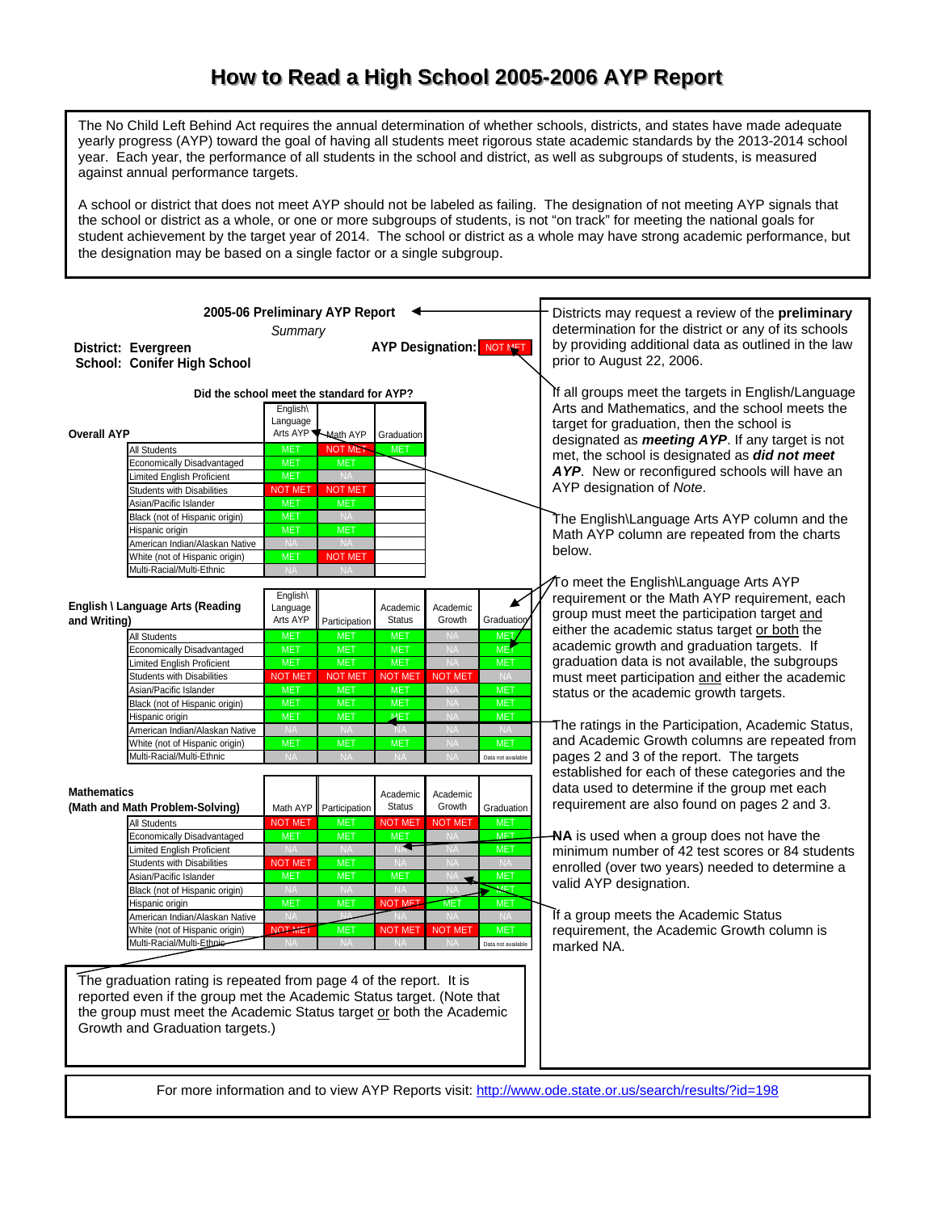# How to Read a High School 2005-2006 AYP Report

The No Child Left Behind Act requires the annual determination of whether schools, districts, and states have made adequate yearly progress (AYP) toward the goal of having all students meet rigorous state academic standards by the 2013-2014 school year. Each year, the performance of all students in the school and district, as well as subgroups of students, is measured against annual performance targets.

A school or district that does not meet AYP should not be labeled as failing. The designation of not meeting AYP signals that the school or district as a whole, or one or more subgroups of students, is not “on track” for meeting the national goals for student achievement by the target year of 2014. The school or district as a whole may have strong academic performance, but the designation may be based on a single factor or a single subgroup.

**2005-06 Preliminary AYP Report**

*Summary*

**District: Evergreen**
**School: Conifer High School**

**AYP Designation:** NOT MET

**Did the school meet the standard for AYP?**

**Overall AYP**

| | English\ Language Arts AYP | Math AYP | Graduation |
|---|---|---|---|
| All Students | MET | NOT MET | MET |
| Economically Disadvantaged | MET | MET | |
| Limited English Proficient | MET | NA | |
| Students with Disabilities | NOT MET | NOT MET | |
| Asian/Pacific Islander | MET | MET | |
| Black (not of Hispanic origin) | MET | NA | |
| Hispanic origin | MET | MET | |
| American Indian/Alaskan Native | NA | NA | |
| White (not of Hispanic origin) | MET | NOT MET | |
| Multi-Racial/Multi-Ethnic | NA | NA | |

**English \ Language Arts (Reading and Writing)**

| | English\ Language Arts AYP | Participation | Academic Status | Academic Growth | Graduation |
|---|---|---|---|---|---|
| All Students | MET | MET | MET | NA | MET |
| Economically Disadvantaged | MET | MET | MET | NA | MET |
| Limited English Proficient | MET | MET | MET | NA | MET |
| Students with Disabilities | NOT MET | NOT MET | NOT MET | NOT MET | NA |
| Asian/Pacific Islander | MET | MET | MET | NA | MET |
| Black (not of Hispanic origin) | MET | MET | MET | NA | MET |
| Hispanic origin | MET | MET | MET | NA | MET |
| American Indian/Alaskan Native | NA | NA | NA | NA | NA |
| White (not of Hispanic origin) | MET | MET | MET | NA | MET |
| Multi-Racial/Multi-Ethnic | NA | NA | NA | NA | Data not available |

**Mathematics (Math and Math Problem-Solving)**

| | Math AYP | Participation | Academic Status | Academic Growth | Graduation |
|---|---|---|---|---|---|
| All Students | NOT MET | MET | NOT MET | NOT MET | MET |
| Economically Disadvantaged | MET | MET | MET | NA | MET |
| Limited English Proficient | NA | NA | NA | NA | MET |
| Students with Disabilities | NOT MET | MET | NA | NA | NA |
| Asian/Pacific Islander | MET | MET | MET | NA | MET |
| Black (not of Hispanic origin) | NA | NA | NA | NA | MET |
| Hispanic origin | MET | MET | NOT MET | MET | MET |
| American Indian/Alaskan Native | NA | NA | NA | NA | NA |
| White (not of Hispanic origin) | NOT MET | MET | NOT MET | NOT MET | MET |
| Multi-Racial/Multi-Ethnic | NA | NA | NA | NA | Data not available |

The graduation rating is repeated from page 4 of the report. It is reported even if the group met the Academic Status target. (Note that the group must meet the Academic Status target or both the Academic Growth and Graduation targets.)

Districts may request a review of the **preliminary** determination for the district or any of its schools by providing additional data as outlined in the law prior to August 22, 2006.

If all groups meet the targets in English/Language Arts and Mathematics, and the school meets the target for graduation, then the school is designated as ***meeting AYP***. If any target is not met, the school is designated as ***did not meet AYP***. New or reconfigured schools will have an AYP designation of *Note*.

The English\Language Arts AYP column and the Math AYP column are repeated from the charts below.

To meet the English\Language Arts AYP requirement or the Math AYP requirement, each group must meet the participation target and either the academic status target or both the academic growth and graduation targets. If graduation data is not available, the subgroups must meet participation and either the academic status or the academic growth targets.

The ratings in the Participation, Academic Status, and Academic Growth columns are repeated from pages 2 and 3 of the report. The targets established for each of these categories and the data used to determine if the group met each requirement are also found on pages 2 and 3.

**NA** is used when a group does not have the minimum number of 42 test scores or 84 students enrolled (over two years) needed to determine a valid AYP designation.

If a group meets the Academic Status requirement, the Academic Growth column is marked NA.

For more information and to view AYP Reports visit: http://www.ode.state.or.us/search/results/?id=198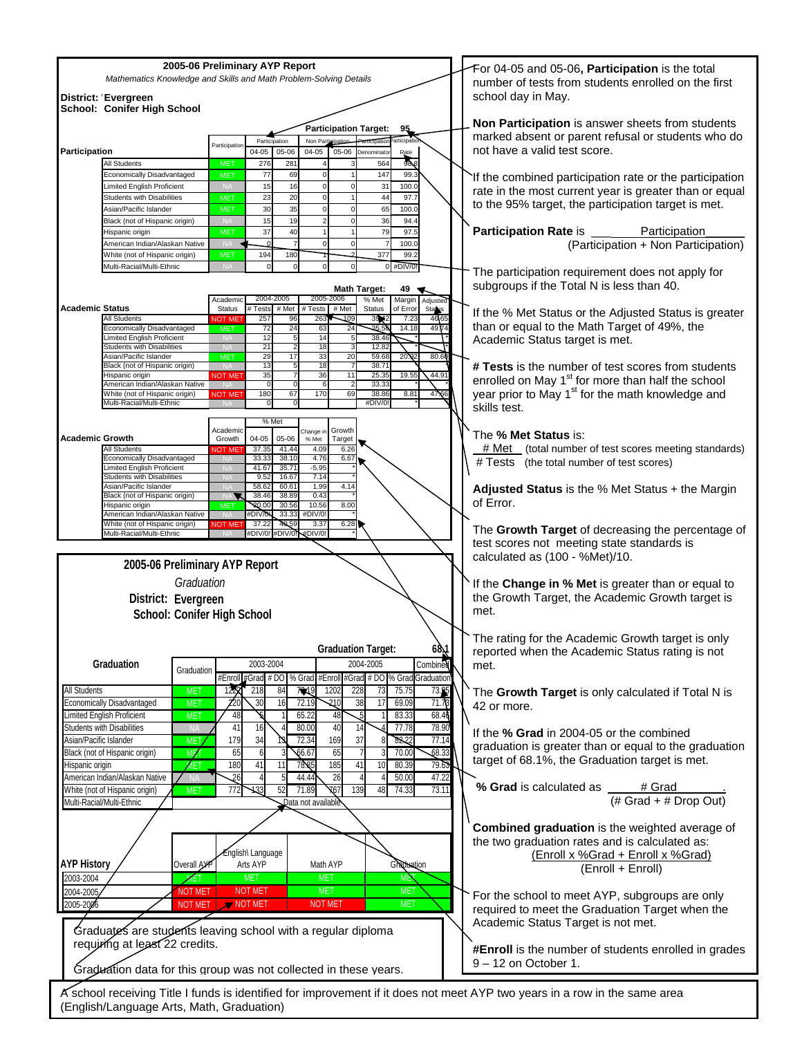## 2005-06 Preliminary AYP Report

*Mathematics Knowledge and Skills and Math Problem-Solving Details*

**District:** Evergreen
**School:** Conifer High School

**Participation Target: 95**

| Participation | Participation | Participation 04-05 | Participation 05-06 | Non Participation 04-05 | Non Participation 05-06 | Participation Denominator | Participation Rate |
|---|---|---|---|---|---|---|---|
| All Students | MET | 276 | 281 | 4 | 3 | 564 | 98.8 |
| Economically Disadvantaged | MET | 77 | 69 | 0 | 1 | 147 | 99.3 |
| Limited English Proficient | NA | 15 | 16 | 0 | 0 | 31 | 100.0 |
| Students with Disabilities | MET | 23 | 20 | 0 | 1 | 44 | 97.7 |
| Asian/Pacific Islander | MET | 30 | 35 | 0 | 0 | 65 | 100.0 |
| Black (not of Hispanic origin) | NA | 15 | 19 | 2 | 0 | 36 | 94.4 |
| Hispanic origin | MET | 37 | 40 | 1 | 1 | 79 | 97.5 |
| American Indian/Alaskan Native | NA | 0 | 7 | 0 | 0 | 7 | 100.0 |
| White (not of Hispanic origin) | MET | 194 | 180 | 1 | 2 | 377 | 99.2 |
| Multi-Racial/Multi-Ethnic | NA | 0 | 0 | 0 | 0 | 0 | #DIV/0! |

**Math Target: 49**

| Academic Status | Academic Status | 2004-2005 # Tests | 2004-2005 # Met | 2005-2006 # Tests | 2005-2006 # Met | % Met Status | Margin of Error | Adjusted Status |
|---|---|---|---|---|---|---|---|---|
| All Students | NOT MET | 257 | 96 | 263 | 109 | 39.42 | 7.23 | 46.65 |
| Economically Disadvantaged | MET | 72 | 24 | 63 | 24 | 35.56 | 14.18 | 49.74 |
| Limited English Proficient | NA | 12 | 5 | 14 | 5 | 38.46 | * | * |
| Students with Disabilities | NA | 21 | 2 | 18 | 3 | 12.82 | * | * |
| Asian/Pacific Islander | MET | 29 | 17 | 33 | 20 | 59.68 | 20.92 | 80.60 |
| Black (not of Hispanic origin) | NA | 13 | 5 | 18 | 7 | 38.71 | * | * |
| Hispanic origin | NOT MET | 35 | 7 | 36 | 11 | 25.35 | 19.55 | 44.91 |
| American Indian/Alaskan Native | NA | 0 | 0 | 6 | 2 | 33.33 | * | * |
| White (not of Hispanic origin) | NOT MET | 180 | 67 | 170 | 69 | 38.86 | 8.81 | 47.66 |
| Multi-Racial/Multi-Ethnic | NA | 0 | 0 | | | #DIV/0! | * | |

| Academic Growth | Academic Growth | % Met 04-05 | % Met 05-06 | Change in % Met | Growth Target |
|---|---|---|---|---|---|
| All Students | NOT MET | 37.35 | 41.44 | 4.09 | 6.26 |
| Economically Disadvantaged | NA | 33.33 | 38.10 | 4.76 | 6.67 |
| Limited English Proficient | NA | 41.67 | 35.71 | -5.95 | * |
| Students with Disabilities | NA | 9.52 | 16.67 | 7.14 | * |
| Asian/Pacific Islander | NA | 58.62 | 60.61 | 1.99 | 4.14 |
| Black (not of Hispanic origin) | NA | 38.46 | 38.89 | 0.43 | * |
| Hispanic origin | MET | 20.00 | 30.56 | 10.56 | 8.00 |
| American Indian/Alaskan Native | NA | #DIV/0! | 33.33 | #DIV/0! | * |
| White (not of Hispanic origin) | NOT MET | 37.22 | 40.59 | 3.37 | 6.28 |
| Multi-Racial/Multi-Ethnic | NA | #DIV/0! | #DIV/0! | #DIV/0! | * |

## 2005-06 Preliminary AYP Report

*Graduation*

**District:** Evergreen
**School:** Conifer High School

**Graduation Target: 68.1**

| Graduation | Graduation | 2003-2004 #Enroll | 2003-2004 #Grad | 2003-2004 # DO | 2003-2004 % Grad | 2004-2005 #Enroll | 2004-2005 #Grad | 2004-2005 # DO | 2004-2005 % Grad | Combined Graduation |
|---|---|---|---|---|---|---|---|---|---|---|
| All Students | MET | 1227 | 218 | 84 | 72.19 | 1202 | 228 | 73 | 75.75 | 73.95 |
| Economically Disadvantaged | MET | 220 | 30 | 16 | 72.19 | 210 | 38 | 17 | 69.09 | 71.73 |
| Limited English Proficient | MET | 48 | 5 | 1 | 65.22 | 48 | 5 | 1 | 83.33 | 68.46 |
| Students with Disabilities | NA | 41 | 16 | 4 | 80.00 | 40 | 14 | 4 | 77.78 | 78.90 |
| Asian/Pacific Islander | MET | 179 | 34 | 13 | 72.34 | 169 | 37 | 8 | 82.22 | 77.14 |
| Black (not of Hispanic origin) | MET | 65 | 6 | 3 | 66.67 | 65 | 7 | 3 | 70.00 | 68.33 |
| Hispanic origin | MET | 180 | 41 | 11 | 78.85 | 185 | 41 | 10 | 80.39 | 79.63 |
| American Indian/Alaskan Native | NA | 26 | 4 | 5 | 44.44 | 26 | 4 | 4 | 50.00 | 47.22 |
| White (not of Hispanic origin) | MET | 772 | 133 | 52 | 71.89 | 767 | 139 | 48 | 74.33 | 73.11 |
| Multi-Racial/Multi-Ethnic | | Data not available | | | | | | | | |

| AYP History | Overall AYP | English\ Language Arts AYP | Math AYP | Graduation |
|---|---|---|---|---|
| 2003-2004 | MET | MET | MET | MET |
| 2004-2005 | NOT MET | NOT MET | MET | MET |
| 2005-2006 | NOT MET | NOT MET | NOT MET | MET |

Graduates are students leaving school with a regular diploma requiring at least 22 credits.

Graduation data for this group was not collected in these years.

For 04-05 and 05-06, **Participation** is the total number of tests from students enrolled on the first school day in May.

**Non Participation** is answer sheets from students marked absent or parent refusal or students who do not have a valid test score.

If the combined participation rate or the participation rate in the most current year is greater than or equal to the 95% target, the participation target is met.

**Participation Rate** is $\frac{\text{Participation}}{\text{(Participation + Non Participation)}}$

The participation requirement does not apply for subgroups if the Total N is less than 40.

If the % Met Status or the Adjusted Status is greater than or equal to the Math Target of 49%, the Academic Status target is met.

**# Tests** is the number of test scores from students enrolled on May 1st for more than half the school year prior to May 1st for the math knowledge and skills test.

The **% Met Status** is:
$\frac{\text{\# Met}}{\text{\# Tests}}$ (total number of test scores meeting standards) / (the total number of test scores)

**Adjusted Status** is the % Met Status + the Margin of Error.

The **Growth Target** of decreasing the percentage of test scores not meeting state standards is calculated as (100 - %Met)/10.

If the **Change in % Met** is greater than or equal to the Growth Target, the Academic Growth target is met.

The rating for the Academic Growth target is only reported when the Academic Status rating is not met.

The **Growth Target** is only calculated if Total N is 42 or more.

If the **% Grad** in 2004-05 or the combined graduation is greater than or equal to the graduation target of 68.1%, the Graduation target is met.

**% Grad** is calculated as $\frac{\text{\# Grad}}{\text{(\# Grad + \# Drop Out)}}$

**Combined graduation** is the weighted average of the two graduation rates and is calculated as:
$\frac{\text{(Enroll x \%Grad + Enroll x \%Grad)}}{\text{(Enroll + Enroll)}}$

For the school to meet AYP, subgroups are only required to meet the Graduation Target when the Academic Status Target is not met.

**#Enroll** is the number of students enrolled in grades 9 – 12 on October 1.

A school receiving Title I funds is identified for improvement if it does not meet AYP two years in a row in the same area (English/Language Arts, Math, Graduation)